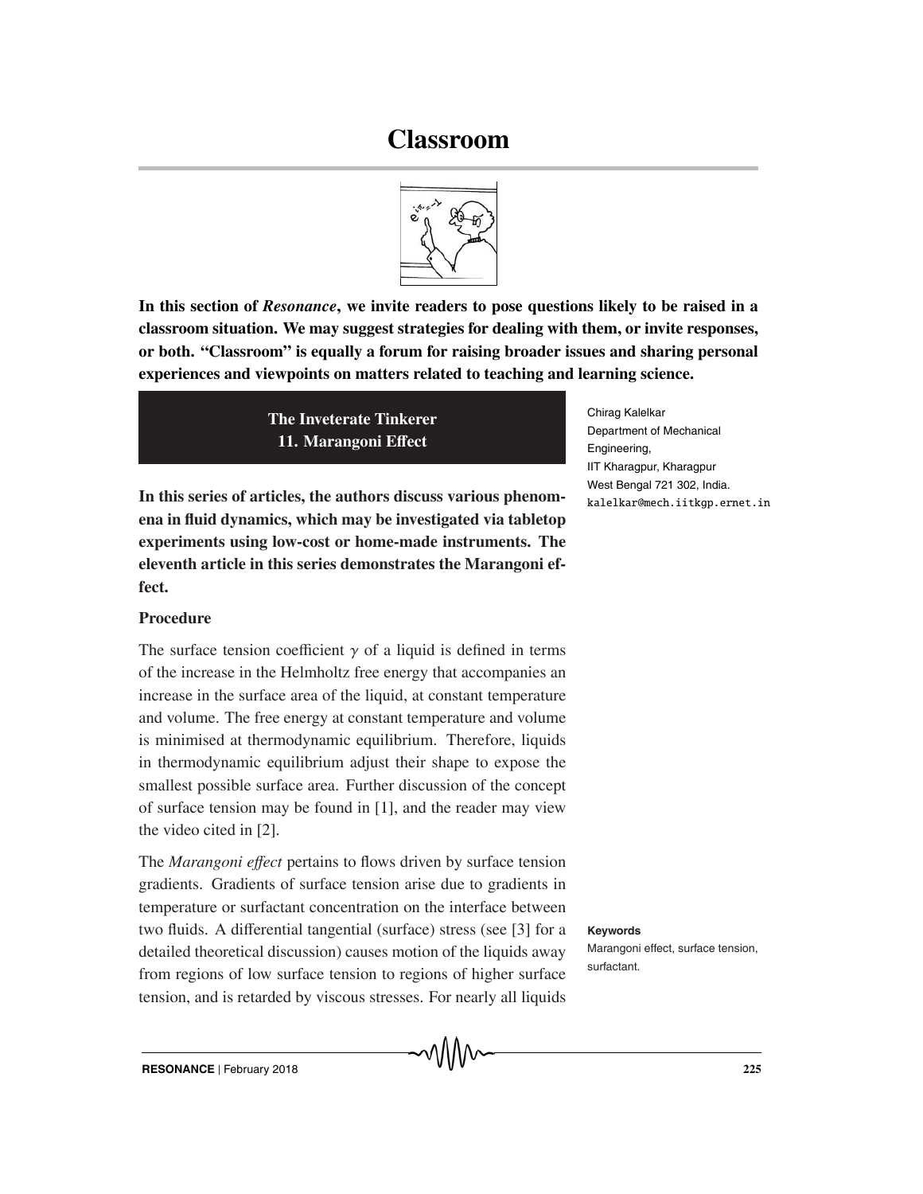# Classroom

**In this section of *Resonance*, we invite readers to pose questions likely to be raised in a classroom situation. We may suggest strategies for dealing with them, or invite responses, or both. "Classroom" is equally a forum for raising broader issues and sharing personal experiences and viewpoints on matters related to teaching and learning science.**

## The Inveterate Tinkerer
## 11. Marangoni Effect

Chirag Kalelkar
Department of Mechanical Engineering,
IIT Kharagpur, Kharagpur
West Bengal 721 302, India.
kalelkar@mech.iitkgp.ernet.in

**In this series of articles, the authors discuss various phenomena in fluid dynamics, which may be investigated via tabletop experiments using low-cost or home-made instruments. The eleventh article in this series demonstrates the Marangoni effect.**

### Procedure

The surface tension coefficient $\gamma$ of a liquid is defined in terms of the increase in the Helmholtz free energy that accompanies an increase in the surface area of the liquid, at constant temperature and volume. The free energy at constant temperature and volume is minimised at thermodynamic equilibrium. Therefore, liquids in thermodynamic equilibrium adjust their shape to expose the smallest possible surface area. Further discussion of the concept of surface tension may be found in [1], and the reader may view the video cited in [2].

The *Marangoni effect* pertains to flows driven by surface tension gradients. Gradients of surface tension arise due to gradients in temperature or surfactant concentration on the interface between two fluids. A differential tangential (surface) stress (see [3] for a detailed theoretical discussion) causes motion of the liquids away from regions of low surface tension to regions of higher surface tension, and is retarded by viscous stresses. For nearly all liquids

**Keywords**
Marangoni effect, surface tension, surfactant.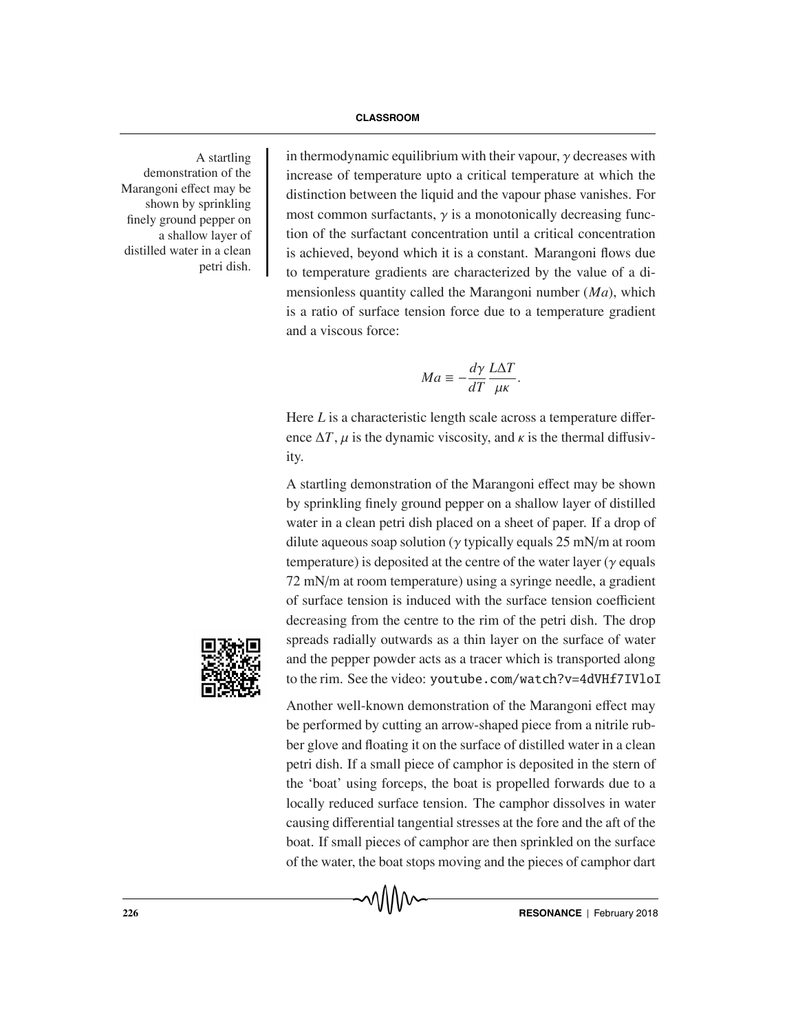A startling demonstration of the Marangoni effect may be shown by sprinkling finely ground pepper on a shallow layer of distilled water in a clean petri dish.

in thermodynamic equilibrium with their vapour, $\gamma$ decreases with increase of temperature upto a critical temperature at which the distinction between the liquid and the vapour phase vanishes. For most common surfactants, $\gamma$ is a monotonically decreasing function of the surfactant concentration until a critical concentration is achieved, beyond which it is a constant. Marangoni flows due to temperature gradients are characterized by the value of a dimensionless quantity called the Marangoni number ($Ma$), which is a ratio of surface tension force due to a temperature gradient and a viscous force:

$$Ma \equiv -\frac{d\gamma}{dT}\frac{L\Delta T}{\mu\kappa}.$$

Here $L$ is a characteristic length scale across a temperature difference $\Delta T$, $\mu$ is the dynamic viscosity, and $\kappa$ is the thermal diffusivity.

A startling demonstration of the Marangoni effect may be shown by sprinkling finely ground pepper on a shallow layer of distilled water in a clean petri dish placed on a sheet of paper. If a drop of dilute aqueous soap solution ($\gamma$ typically equals 25 mN/m at room temperature) is deposited at the centre of the water layer ($\gamma$ equals 72 mN/m at room temperature) using a syringe needle, a gradient of surface tension is induced with the surface tension coefficient decreasing from the centre to the rim of the petri dish. The drop spreads radially outwards as a thin layer on the surface of water and the pepper powder acts as a tracer which is transported along to the rim. See the video: youtube.com/watch?v=4dVHf7IVloI

Another well-known demonstration of the Marangoni effect may be performed by cutting an arrow-shaped piece from a nitrile rubber glove and floating it on the surface of distilled water in a clean petri dish. If a small piece of camphor is deposited in the stern of the 'boat' using forceps, the boat is propelled forwards due to a locally reduced surface tension. The camphor dissolves in water causing differential tangential stresses at the fore and the aft of the boat. If small pieces of camphor are then sprinkled on the surface of the water, the boat stops moving and the pieces of camphor dart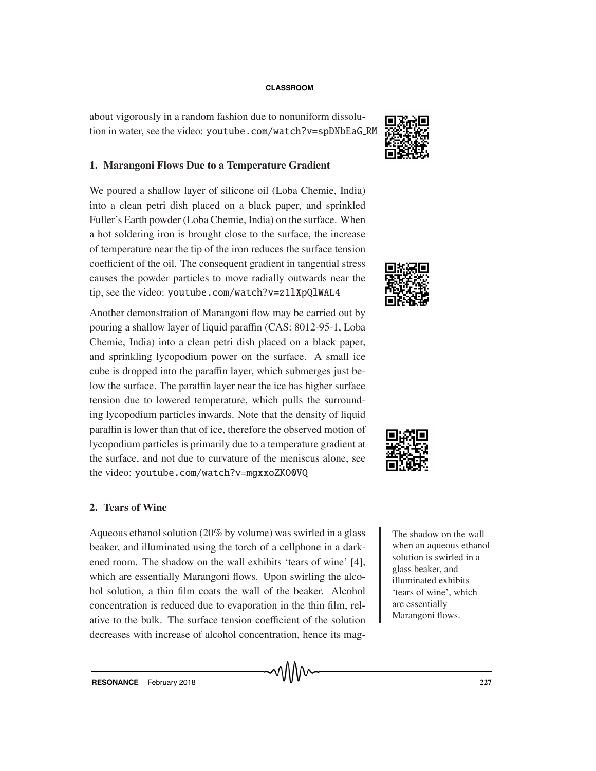about vigorously in a random fashion due to nonuniform dissolution in water, see the video: youtube.com/watch?v=spDNbEaG_RM

### 1. Marangoni Flows Due to a Temperature Gradient

We poured a shallow layer of silicone oil (Loba Chemie, India) into a clean petri dish placed on a black paper, and sprinkled Fuller's Earth powder (Loba Chemie, India) on the surface. When a hot soldering iron is brought close to the surface, the increase of temperature near the tip of the iron reduces the surface tension coefficient of the oil. The consequent gradient in tangential stress causes the powder particles to move radially outwards near the tip, see the video: youtube.com/watch?v=z1lXpQlWAL4

Another demonstration of Marangoni flow may be carried out by pouring a shallow layer of liquid paraffin (CAS: 8012-95-1, Loba Chemie, India) into a clean petri dish placed on a black paper, and sprinkling lycopodium power on the surface. A small ice cube is dropped into the paraffin layer, which submerges just below the surface. The paraffin layer near the ice has higher surface tension due to lowered temperature, which pulls the surrounding lycopodium particles inwards. Note that the density of liquid paraffin is lower than that of ice, therefore the observed motion of lycopodium particles is primarily due to a temperature gradient at the surface, and not due to curvature of the meniscus alone, see the video: youtube.com/watch?v=mgxxoZKO0VQ

### 2. Tears of Wine

Aqueous ethanol solution (20% by volume) was swirled in a glass beaker, and illuminated using the torch of a cellphone in a darkened room. The shadow on the wall exhibits 'tears of wine' [4], which are essentially Marangoni flows. Upon swirling the alcohol solution, a thin film coats the wall of the beaker. Alcohol concentration is reduced due to evaporation in the thin film, relative to the bulk. The surface tension coefficient of the solution decreases with increase of alcohol concentration, hence its mag-

The shadow on the wall when an aqueous ethanol solution is swirled in a glass beaker, and illuminated exhibits 'tears of wine', which are essentially Marangoni flows.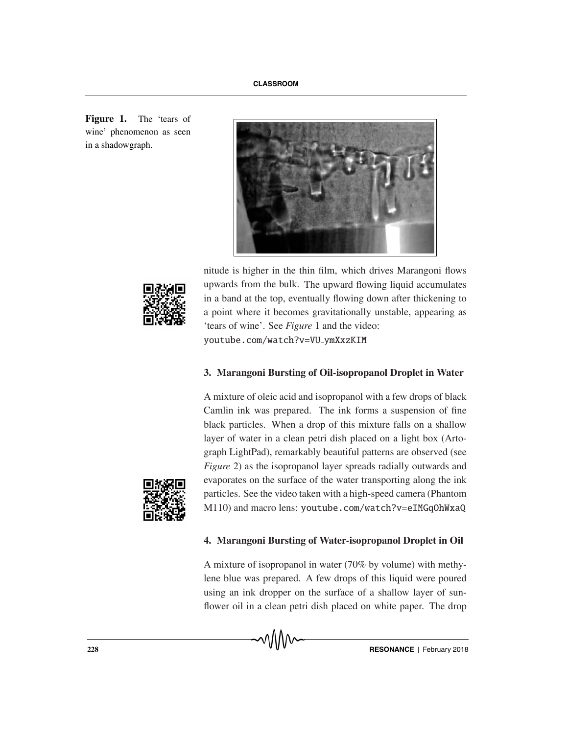Figure 1. The 'tears of wine' phenomenon as seen in a shadowgraph.

nitude is higher in the thin film, which drives Marangoni flows upwards from the bulk. The upward flowing liquid accumulates in a band at the top, eventually flowing down after thickening to a point where it becomes gravitationally unstable, appearing as 'tears of wine'. See *Figure* 1 and the video: youtube.com/watch?v=VU_ymXxzKIM

### 3. Marangoni Bursting of Oil-isopropanol Droplet in Water

A mixture of oleic acid and isopropanol with a few drops of black Camlin ink was prepared. The ink forms a suspension of fine black particles. When a drop of this mixture falls on a shallow layer of water in a clean petri dish placed on a light box (Artograph LightPad), remarkably beautiful patterns are observed (see *Figure* 2) as the isopropanol layer spreads radially outwards and evaporates on the surface of the water transporting along the ink particles. See the video taken with a high-speed camera (Phantom M110) and macro lens: youtube.com/watch?v=eIMGqOhWxaQ

### 4. Marangoni Bursting of Water-isopropanol Droplet in Oil

A mixture of isopropanol in water (70% by volume) with methylene blue was prepared. A few drops of this liquid were poured using an ink dropper on the surface of a shallow layer of sunflower oil in a clean petri dish placed on white paper. The drop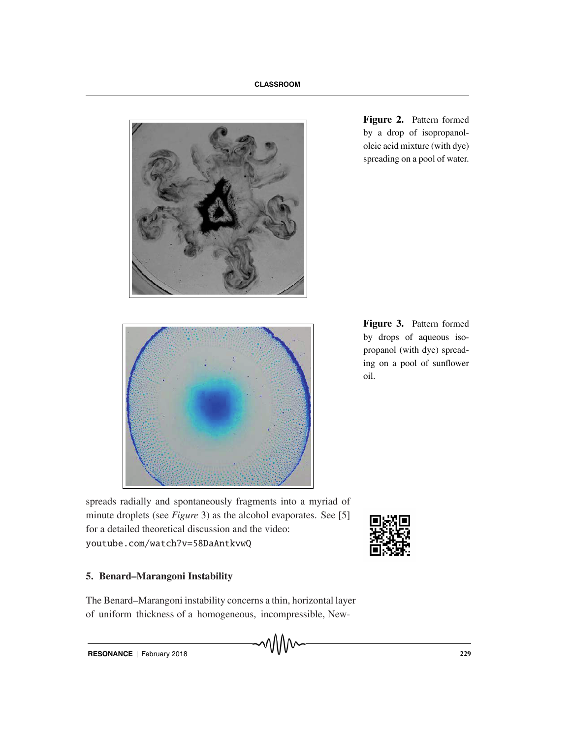**Figure 2.** Pattern formed by a drop of isopropanol-oleic acid mixture (with dye) spreading on a pool of water.

**Figure 3.** Pattern formed by drops of aqueous isopropanol (with dye) spreading on a pool of sunflower oil.

spreads radially and spontaneously fragments into a myriad of minute droplets (see *Figure* 3) as the alcohol evaporates. See [5] for a detailed theoretical discussion and the video: youtube.com/watch?v=58DaAntkvwQ

### 5. Benard–Marangoni Instability

The Benard–Marangoni instability concerns a thin, horizontal layer of uniform thickness of a homogeneous, incompressible, New-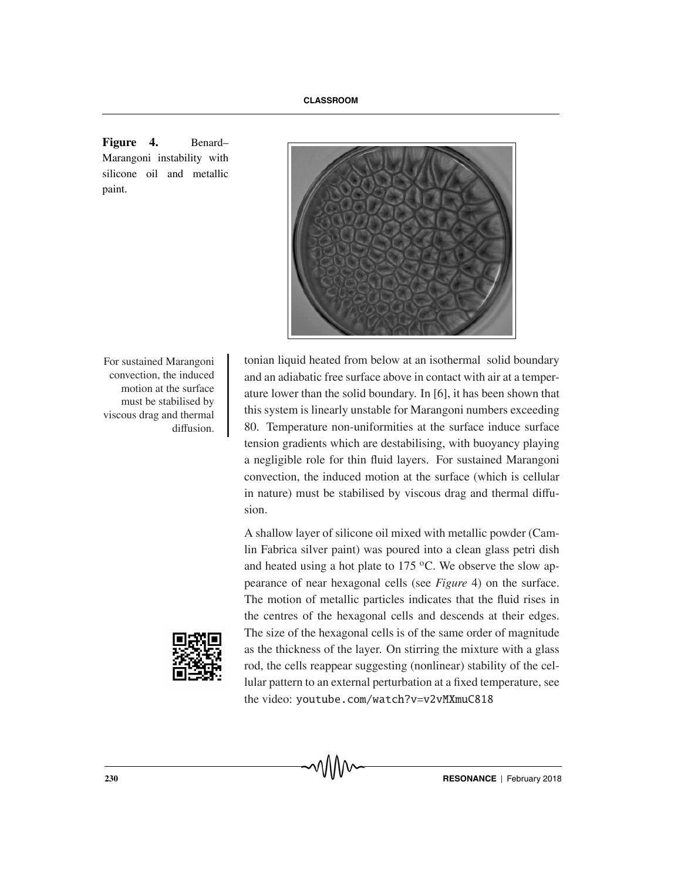**Figure 4.** Benard–Marangoni instability with silicone oil and metallic paint.

For sustained Marangoni convection, the induced motion at the surface must be stabilised by viscous drag and thermal diffusion.

tonian liquid heated from below at an isothermal solid boundary and an adiabatic free surface above in contact with air at a temperature lower than the solid boundary. In [6], it has been shown that this system is linearly unstable for Marangoni numbers exceeding 80. Temperature non-uniformities at the surface induce surface tension gradients which are destabilising, with buoyancy playing a negligible role for thin fluid layers. For sustained Marangoni convection, the induced motion at the surface (which is cellular in nature) must be stabilised by viscous drag and thermal diffusion.

A shallow layer of silicone oil mixed with metallic powder (Camlin Fabrica silver paint) was poured into a clean glass petri dish and heated using a hot plate to 175 $^{o}$C. We observe the slow appearance of near hexagonal cells (see *Figure* 4) on the surface. The motion of metallic particles indicates that the fluid rises in the centres of the hexagonal cells and descends at their edges. The size of the hexagonal cells is of the same order of magnitude as the thickness of the layer. On stirring the mixture with a glass rod, the cells reappear suggesting (nonlinear) stability of the cellular pattern to an external perturbation at a fixed temperature, see the video: `youtube.com/watch?v=v2vMXmuC818`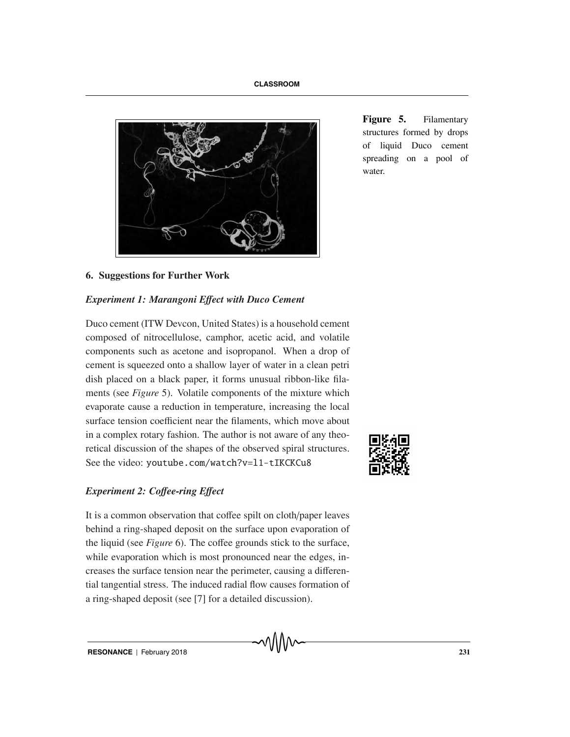Figure 5. Filamentary structures formed by drops of liquid Duco cement spreading on a pool of water.

## 6. Suggestions for Further Work

### *Experiment 1: Marangoni Effect with Duco Cement*

Duco cement (ITW Devcon, United States) is a household cement composed of nitrocellulose, camphor, acetic acid, and volatile components such as acetone and isopropanol. When a drop of cement is squeezed onto a shallow layer of water in a clean petri dish placed on a black paper, it forms unusual ribbon-like filaments (see *Figure* 5). Volatile components of the mixture which evaporate cause a reduction in temperature, increasing the local surface tension coefficient near the filaments, which move about in a complex rotary fashion. The author is not aware of any theoretical discussion of the shapes of the observed spiral structures. See the video: `youtube.com/watch?v=l1-tIKCKCu8`

### *Experiment 2: Coffee-ring Effect*

It is a common observation that coffee spilt on cloth/paper leaves behind a ring-shaped deposit on the surface upon evaporation of the liquid (see *Figure* 6). The coffee grounds stick to the surface, while evaporation which is most pronounced near the edges, increases the surface tension near the perimeter, causing a differential tangential stress. The induced radial flow causes formation of a ring-shaped deposit (see [7] for a detailed discussion).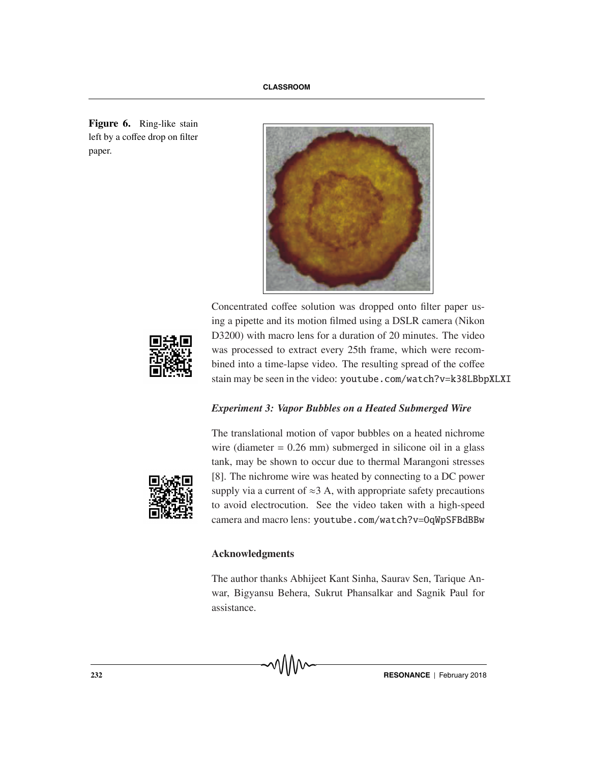**Figure 6.** Ring-like stain left by a coffee drop on filter paper.

Concentrated coffee solution was dropped onto filter paper using a pipette and its motion filmed using a DSLR camera (Nikon D3200) with macro lens for a duration of 20 minutes. The video was processed to extract every 25th frame, which were recombined into a time-lapse video. The resulting spread of the coffee stain may be seen in the video: `youtube.com/watch?v=k38LBbpXLXI`

### *Experiment 3: Vapor Bubbles on a Heated Submerged Wire*

The translational motion of vapor bubbles on a heated nichrome wire (diameter = 0.26 mm) submerged in silicone oil in a glass tank, may be shown to occur due to thermal Marangoni stresses [8]. The nichrome wire was heated by connecting to a DC power supply via a current of $\approx 3$ A, with appropriate safety precautions to avoid electrocution. See the video taken with a high-speed camera and macro lens: `youtube.com/watch?v=0qWpSFBdBBw`

### Acknowledgments

The author thanks Abhijeet Kant Sinha, Saurav Sen, Tarique Anwar, Bigyansu Behera, Sukrut Phansalkar and Sagnik Paul for assistance.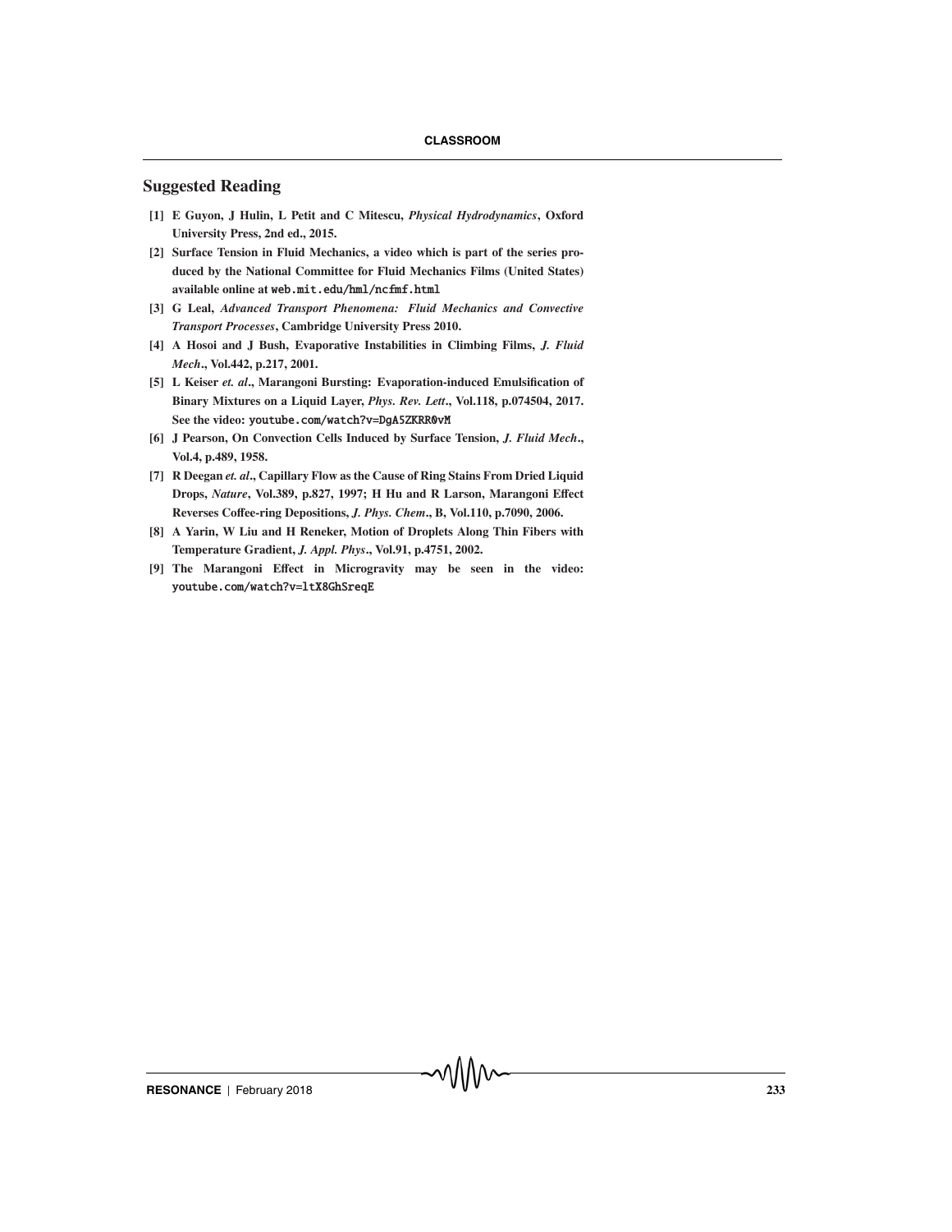## Suggested Reading

**[1] E Guyon, J Hulin, L Petit and C Mitescu, *Physical Hydrodynamics*, Oxford University Press, 2nd ed., 2015.**

**[2] Surface Tension in Fluid Mechanics, a video which is part of the series produced by the National Committee for Fluid Mechanics Films (United States) available online at `web.mit.edu/hml/ncfmf.html`**

**[3] G Leal, *Advanced Transport Phenomena: Fluid Mechanics and Convective Transport Processes*, Cambridge University Press 2010.**

**[4] A Hosoi and J Bush, Evaporative Instabilities in Climbing Films, *J. Fluid Mech*., Vol.442, p.217, 2001.**

**[5] L Keiser *et. al*., Marangoni Bursting: Evaporation-induced Emulsification of Binary Mixtures on a Liquid Layer, *Phys. Rev. Lett*., Vol.118, p.074504, 2017. See the video: `youtube.com/watch?v=DgA5ZKRR0vM`**

**[6] J Pearson, On Convection Cells Induced by Surface Tension, *J. Fluid Mech*., Vol.4, p.489, 1958.**

**[7] R Deegan *et. al*., Capillary Flow as the Cause of Ring Stains From Dried Liquid Drops, *Nature*, Vol.389, p.827, 1997; H Hu and R Larson, Marangoni Effect Reverses Coffee-ring Depositions, *J. Phys. Chem*., B, Vol.110, p.7090, 2006.**

**[8] A Yarin, W Liu and H Reneker, Motion of Droplets Along Thin Fibers with Temperature Gradient, *J. Appl. Phys*., Vol.91, p.4751, 2002.**

**[9] The Marangoni Effect in Microgravity may be seen in the video: `youtube.com/watch?v=ltX8GhSreqE`**